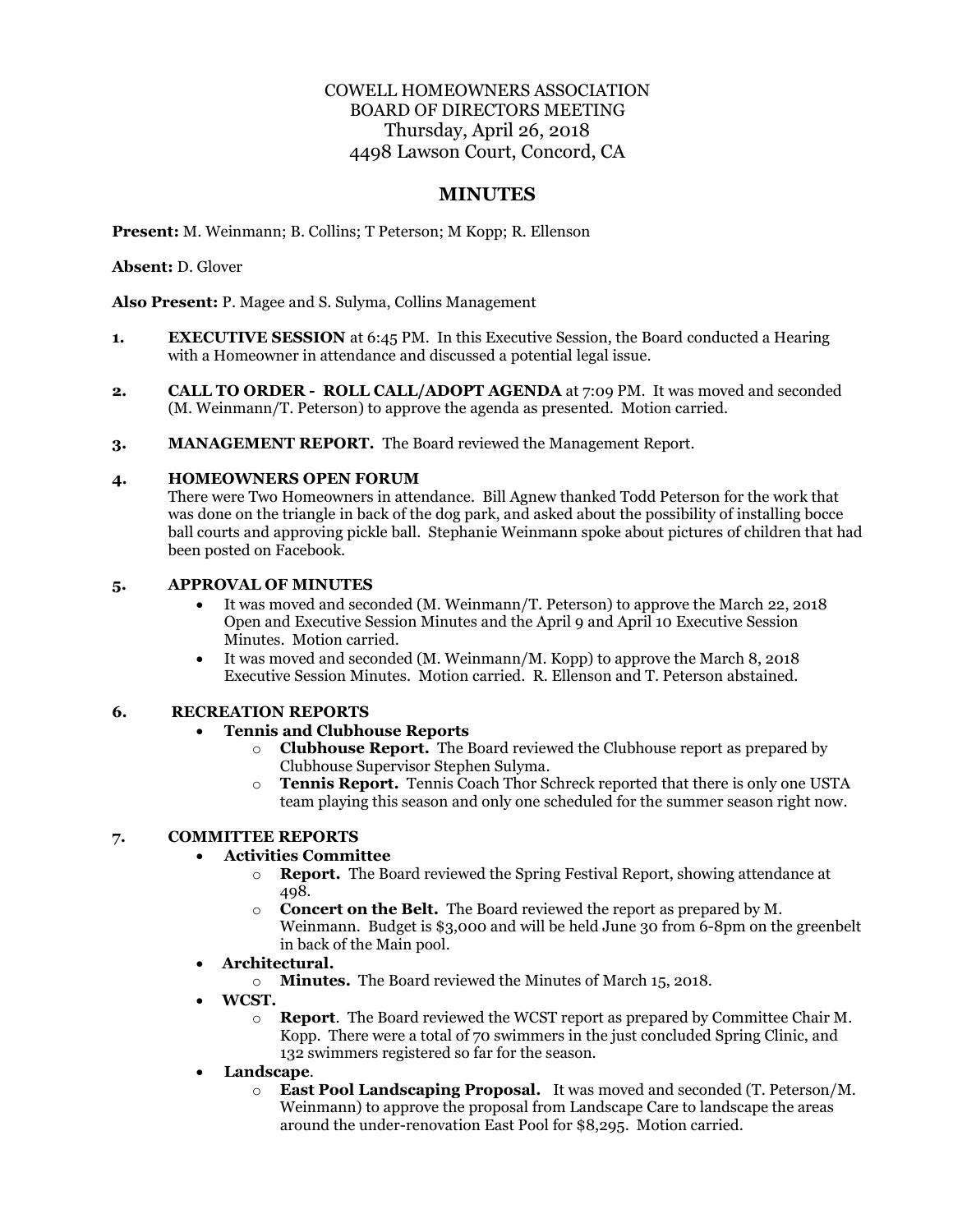COWELL HOMEOWNERS ASSOCIATION
BOARD OF DIRECTORS MEETING
Thursday, April 26, 2018
4498 Lawson Court, Concord, CA

# MINUTES

**Present:** M. Weinmann; B. Collins; T Peterson; M Kopp; R. Ellenson

**Absent:** D. Glover

**Also Present:** P. Magee and S. Sulyma, Collins Management

1. **EXECUTIVE SESSION** at 6:45 PM. In this Executive Session, the Board conducted a Hearing with a Homeowner in attendance and discussed a potential legal issue.

2. **CALL TO ORDER - ROLL CALL/ADOPT AGENDA** at 7:09 PM. It was moved and seconded (M. Weinmann/T. Peterson) to approve the agenda as presented. Motion carried.

3. **MANAGEMENT REPORT.** The Board reviewed the Management Report.

4. **HOMEOWNERS OPEN FORUM**
   There were Two Homeowners in attendance. Bill Agnew thanked Todd Peterson for the work that was done on the triangle in back of the dog park, and asked about the possibility of installing bocce ball courts and approving pickle ball. Stephanie Weinmann spoke about pictures of children that had been posted on Facebook.

5. **APPROVAL OF MINUTES**
   - It was moved and seconded (M. Weinmann/T. Peterson) to approve the March 22, 2018 Open and Executive Session Minutes and the April 9 and April 10 Executive Session Minutes. Motion carried.
   - It was moved and seconded (M. Weinmann/M. Kopp) to approve the March 8, 2018 Executive Session Minutes. Motion carried. R. Ellenson and T. Peterson abstained.

6. **RECREATION REPORTS**
   - **Tennis and Clubhouse Reports**
     - **Clubhouse Report.** The Board reviewed the Clubhouse report as prepared by Clubhouse Supervisor Stephen Sulyma.
     - **Tennis Report.** Tennis Coach Thor Schreck reported that there is only one USTA team playing this season and only one scheduled for the summer season right now.

7. **COMMITTEE REPORTS**
   - **Activities Committee**
     - **Report.** The Board reviewed the Spring Festival Report, showing attendance at 498.
     - **Concert on the Belt.** The Board reviewed the report as prepared by M. Weinmann. Budget is $3,000 and will be held June 30 from 6-8pm on the greenbelt in back of the Main pool.
   - **Architectural.**
     - **Minutes.** The Board reviewed the Minutes of March 15, 2018.
   - **WCST.**
     - **Report**. The Board reviewed the WCST report as prepared by Committee Chair M. Kopp. There were a total of 70 swimmers in the just concluded Spring Clinic, and 132 swimmers registered so far for the season.
   - **Landscape**.
     - **East Pool Landscaping Proposal.** It was moved and seconded (T. Peterson/M. Weinmann) to approve the proposal from Landscape Care to landscape the areas around the under-renovation East Pool for $8,295. Motion carried.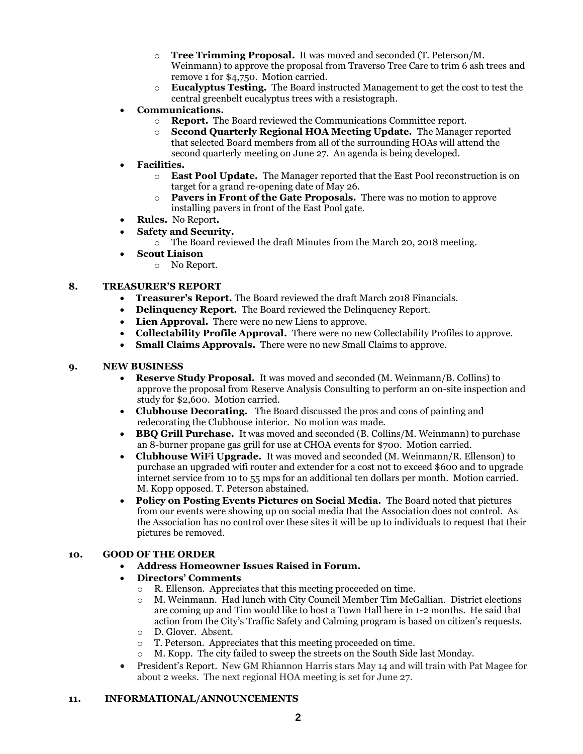- **Tree Trimming Proposal.** It was moved and seconded (T. Peterson/M. Weinmann) to approve the proposal from Traverso Tree Care to trim 6 ash trees and remove 1 for $4,750. Motion carried.
- **Eucalyptus Testing.** The Board instructed Management to get the cost to test the central greenbelt eucalyptus trees with a resistograph.

- **Communications.**
  - **Report.** The Board reviewed the Communications Committee report.
  - **Second Quarterly Regional HOA Meeting Update.** The Manager reported that selected Board members from all of the surrounding HOAs will attend the second quarterly meeting on June 27. An agenda is being developed.
- **Facilities.**
  - **East Pool Update.** The Manager reported that the East Pool reconstruction is on target for a grand re-opening date of May 26.
  - **Pavers in Front of the Gate Proposals.** There was no motion to approve installing pavers in front of the East Pool gate.
- **Rules.** No Report**.**
- **Safety and Security.**
  - The Board reviewed the draft Minutes from the March 20, 2018 meeting.
- **Scout Liaison**
  - No Report.

## 8. TREASURER'S REPORT

- **Treasurer's Report.** The Board reviewed the draft March 2018 Financials.
- **Delinquency Report.** The Board reviewed the Delinquency Report.
- **Lien Approval.** There were no new Liens to approve.
- **Collectability Profile Approval.** There were no new Collectability Profiles to approve.
- **Small Claims Approvals.** There were no new Small Claims to approve.

## 9. NEW BUSINESS

- **Reserve Study Proposal.** It was moved and seconded (M. Weinmann/B. Collins) to approve the proposal from Reserve Analysis Consulting to perform an on-site inspection and study for $2,600. Motion carried.
- **Clubhouse Decorating.** The Board discussed the pros and cons of painting and redecorating the Clubhouse interior. No motion was made.
- **BBQ Grill Purchase.** It was moved and seconded (B. Collins/M. Weinmann) to purchase an 8-burner propane gas grill for use at CHOA events for $700. Motion carried.
- **Clubhouse WiFi Upgrade.** It was moved and seconded (M. Weinmann/R. Ellenson) to purchase an upgraded wifi router and extender for a cost not to exceed $600 and to upgrade internet service from 10 to 55 mps for an additional ten dollars per month. Motion carried. M. Kopp opposed. T. Peterson abstained.
- **Policy on Posting Events Pictures on Social Media.** The Board noted that pictures from our events were showing up on social media that the Association does not control. As the Association has no control over these sites it will be up to individuals to request that their pictures be removed.

## 10. GOOD OF THE ORDER

- **Address Homeowner Issues Raised in Forum.**
- **Directors' Comments**
  - R. Ellenson. Appreciates that this meeting proceeded on time.
  - M. Weinmann. Had lunch with City Council Member Tim McGallian. District elections are coming up and Tim would like to host a Town Hall here in 1-2 months. He said that action from the City's Traffic Safety and Calming program is based on citizen's requests.
  - D. Glover. Absent.
  - T. Peterson. Appreciates that this meeting proceeded on time.
  - M. Kopp. The city failed to sweep the streets on the South Side last Monday.
- President's Report. New GM Rhiannon Harris stars May 14 and will train with Pat Magee for about 2 weeks. The next regional HOA meeting is set for June 27.

## 11. INFORMATIONAL/ANNOUNCEMENTS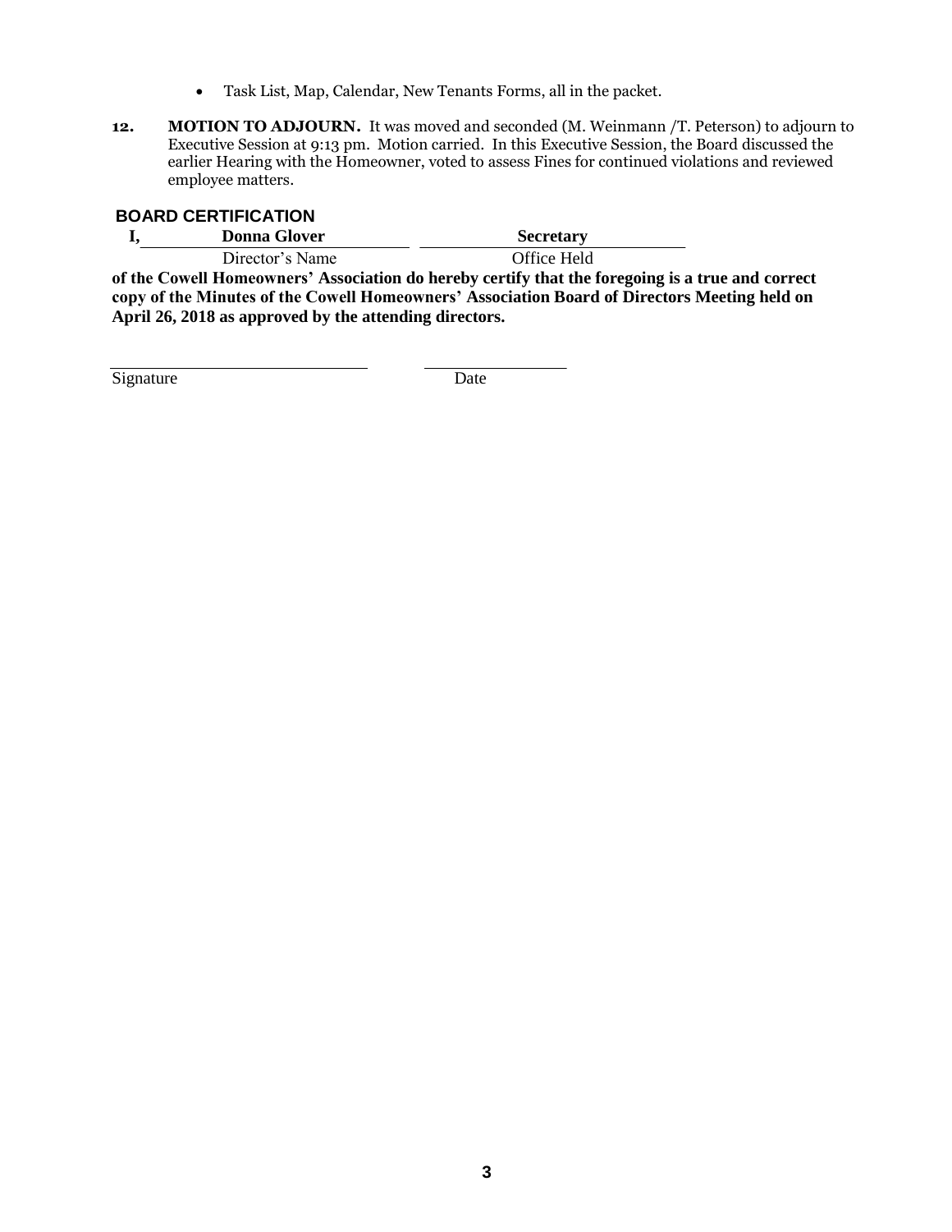- Task List, Map, Calendar, New Tenants Forms, all in the packet.

**12. MOTION TO ADJOURN.** It was moved and seconded (M. Weinmann /T. Peterson) to adjourn to Executive Session at 9:13 pm. Motion carried. In this Executive Session, the Board discussed the earlier Hearing with the Homeowner, voted to assess Fines for continued violations and reviewed employee matters.

## BOARD CERTIFICATION

**I, Donna Glover** — **Secretary**

Director's Name — Office Held

**of the Cowell Homeowners' Association do hereby certify that the foregoing is a true and correct copy of the Minutes of the Cowell Homeowners' Association Board of Directors Meeting held on April 26, 2018 as approved by the attending directors.**

Signature ____________________ Date ____________